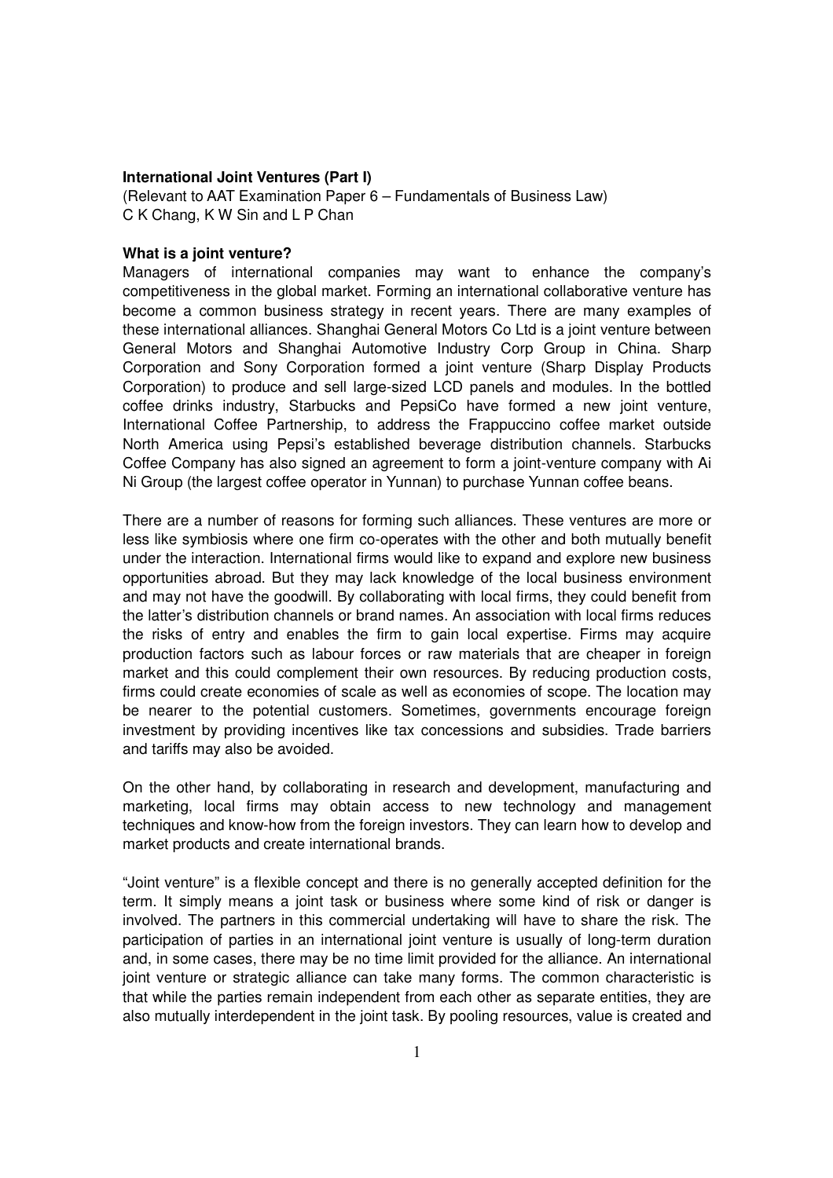**International Joint Ventures (Part I)**

(Relevant to AAT Examination Paper 6 – Fundamentals of Business Law)
C K Chang, K W Sin and L P Chan

**What is a joint venture?**

Managers of international companies may want to enhance the company's competitiveness in the global market. Forming an international collaborative venture has become a common business strategy in recent years. There are many examples of these international alliances. Shanghai General Motors Co Ltd is a joint venture between General Motors and Shanghai Automotive Industry Corp Group in China. Sharp Corporation and Sony Corporation formed a joint venture (Sharp Display Products Corporation) to produce and sell large-sized LCD panels and modules. In the bottled coffee drinks industry, Starbucks and PepsiCo have formed a new joint venture, International Coffee Partnership, to address the Frappuccino coffee market outside North America using Pepsi's established beverage distribution channels. Starbucks Coffee Company has also signed an agreement to form a joint-venture company with Ai Ni Group (the largest coffee operator in Yunnan) to purchase Yunnan coffee beans.

There are a number of reasons for forming such alliances. These ventures are more or less like symbiosis where one firm co-operates with the other and both mutually benefit under the interaction. International firms would like to expand and explore new business opportunities abroad. But they may lack knowledge of the local business environment and may not have the goodwill. By collaborating with local firms, they could benefit from the latter's distribution channels or brand names. An association with local firms reduces the risks of entry and enables the firm to gain local expertise. Firms may acquire production factors such as labour forces or raw materials that are cheaper in foreign market and this could complement their own resources. By reducing production costs, firms could create economies of scale as well as economies of scope. The location may be nearer to the potential customers. Sometimes, governments encourage foreign investment by providing incentives like tax concessions and subsidies. Trade barriers and tariffs may also be avoided.

On the other hand, by collaborating in research and development, manufacturing and marketing, local firms may obtain access to new technology and management techniques and know-how from the foreign investors. They can learn how to develop and market products and create international brands.

"Joint venture" is a flexible concept and there is no generally accepted definition for the term. It simply means a joint task or business where some kind of risk or danger is involved. The partners in this commercial undertaking will have to share the risk. The participation of parties in an international joint venture is usually of long-term duration and, in some cases, there may be no time limit provided for the alliance. An international joint venture or strategic alliance can take many forms. The common characteristic is that while the parties remain independent from each other as separate entities, they are also mutually interdependent in the joint task. By pooling resources, value is created and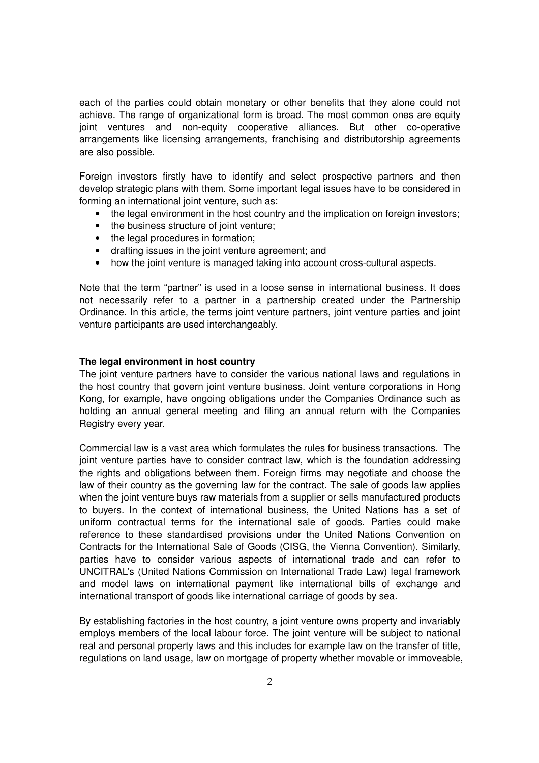each of the parties could obtain monetary or other benefits that they alone could not achieve. The range of organizational form is broad. The most common ones are equity joint ventures and non-equity cooperative alliances. But other co-operative arrangements like licensing arrangements, franchising and distributorship agreements are also possible.

Foreign investors firstly have to identify and select prospective partners and then develop strategic plans with them. Some important legal issues have to be considered in forming an international joint venture, such as:

- the legal environment in the host country and the implication on foreign investors;
- the business structure of joint venture;
- the legal procedures in formation;
- drafting issues in the joint venture agreement; and
- how the joint venture is managed taking into account cross-cultural aspects.

Note that the term "partner" is used in a loose sense in international business. It does not necessarily refer to a partner in a partnership created under the Partnership Ordinance. In this article, the terms joint venture partners, joint venture parties and joint venture participants are used interchangeably.

**The legal environment in host country**

The joint venture partners have to consider the various national laws and regulations in the host country that govern joint venture business. Joint venture corporations in Hong Kong, for example, have ongoing obligations under the Companies Ordinance such as holding an annual general meeting and filing an annual return with the Companies Registry every year.

Commercial law is a vast area which formulates the rules for business transactions. The joint venture parties have to consider contract law, which is the foundation addressing the rights and obligations between them. Foreign firms may negotiate and choose the law of their country as the governing law for the contract. The sale of goods law applies when the joint venture buys raw materials from a supplier or sells manufactured products to buyers. In the context of international business, the United Nations has a set of uniform contractual terms for the international sale of goods. Parties could make reference to these standardised provisions under the United Nations Convention on Contracts for the International Sale of Goods (CISG, the Vienna Convention). Similarly, parties have to consider various aspects of international trade and can refer to UNCITRAL's (United Nations Commission on International Trade Law) legal framework and model laws on international payment like international bills of exchange and international transport of goods like international carriage of goods by sea.

By establishing factories in the host country, a joint venture owns property and invariably employs members of the local labour force. The joint venture will be subject to national real and personal property laws and this includes for example law on the transfer of title, regulations on land usage, law on mortgage of property whether movable or immoveable,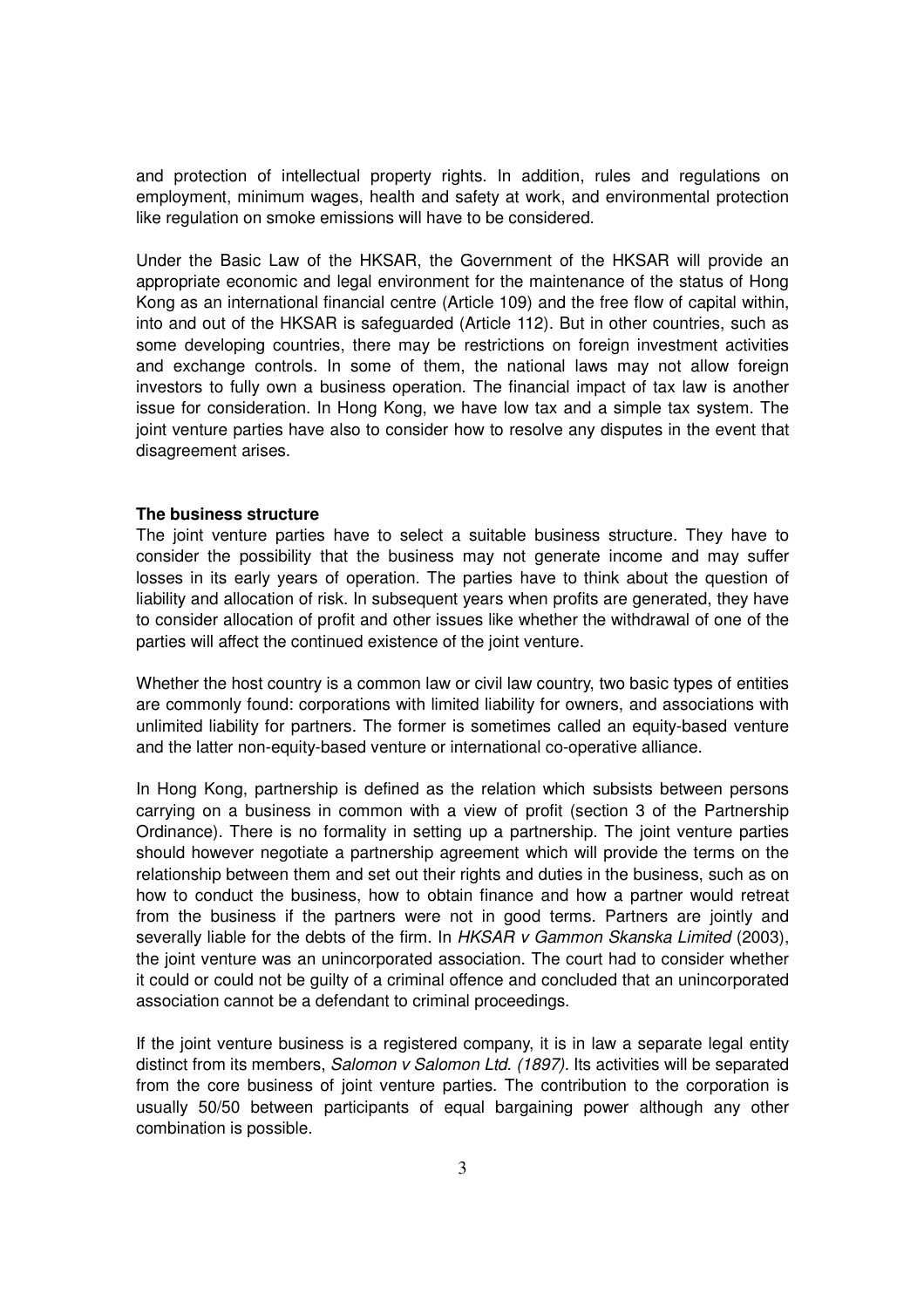and protection of intellectual property rights. In addition, rules and regulations on employment, minimum wages, health and safety at work, and environmental protection like regulation on smoke emissions will have to be considered.

Under the Basic Law of the HKSAR, the Government of the HKSAR will provide an appropriate economic and legal environment for the maintenance of the status of Hong Kong as an international financial centre (Article 109) and the free flow of capital within, into and out of the HKSAR is safeguarded (Article 112). But in other countries, such as some developing countries, there may be restrictions on foreign investment activities and exchange controls. In some of them, the national laws may not allow foreign investors to fully own a business operation. The financial impact of tax law is another issue for consideration. In Hong Kong, we have low tax and a simple tax system. The joint venture parties have also to consider how to resolve any disputes in the event that disagreement arises.

**The business structure**

The joint venture parties have to select a suitable business structure. They have to consider the possibility that the business may not generate income and may suffer losses in its early years of operation. The parties have to think about the question of liability and allocation of risk. In subsequent years when profits are generated, they have to consider allocation of profit and other issues like whether the withdrawal of one of the parties will affect the continued existence of the joint venture.

Whether the host country is a common law or civil law country, two basic types of entities are commonly found: corporations with limited liability for owners, and associations with unlimited liability for partners. The former is sometimes called an equity-based venture and the latter non-equity-based venture or international co-operative alliance.

In Hong Kong, partnership is defined as the relation which subsists between persons carrying on a business in common with a view of profit (section 3 of the Partnership Ordinance). There is no formality in setting up a partnership. The joint venture parties should however negotiate a partnership agreement which will provide the terms on the relationship between them and set out their rights and duties in the business, such as on how to conduct the business, how to obtain finance and how a partner would retreat from the business if the partners were not in good terms. Partners are jointly and severally liable for the debts of the firm. In *HKSAR v Gammon Skanska Limited* (2003), the joint venture was an unincorporated association. The court had to consider whether it could or could not be guilty of a criminal offence and concluded that an unincorporated association cannot be a defendant to criminal proceedings.

If the joint venture business is a registered company, it is in law a separate legal entity distinct from its members, *Salomon v Salomon Ltd. (1897)*. Its activities will be separated from the core business of joint venture parties. The contribution to the corporation is usually 50/50 between participants of equal bargaining power although any other combination is possible.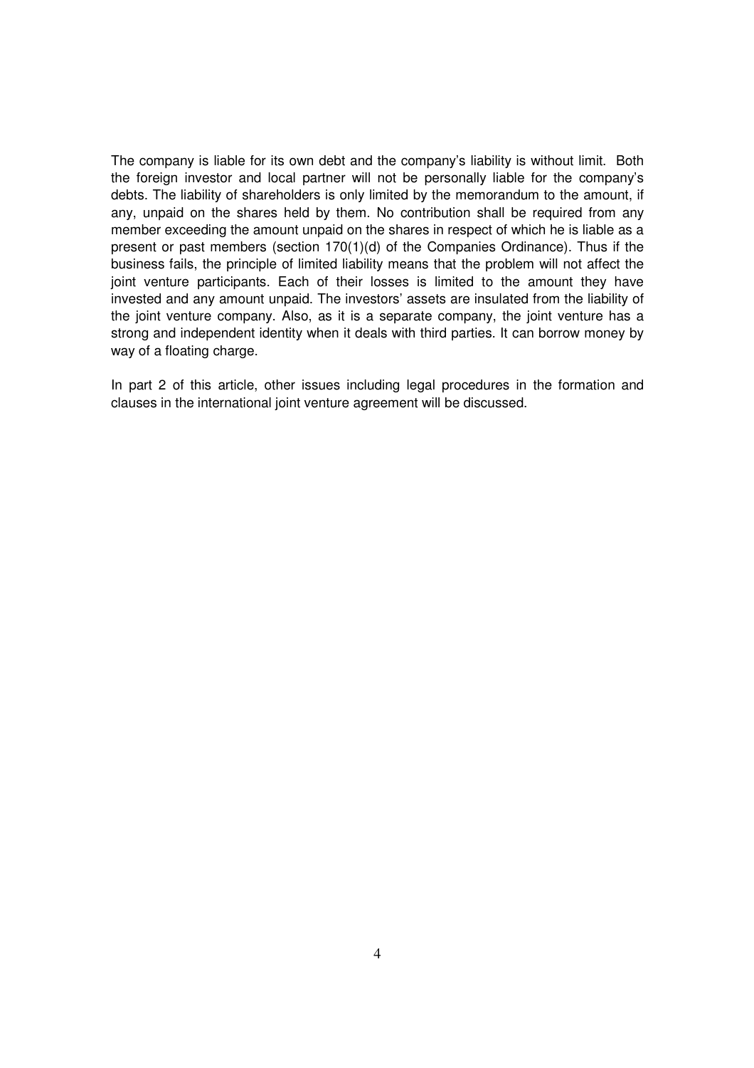The company is liable for its own debt and the company's liability is without limit. Both the foreign investor and local partner will not be personally liable for the company's debts. The liability of shareholders is only limited by the memorandum to the amount, if any, unpaid on the shares held by them. No contribution shall be required from any member exceeding the amount unpaid on the shares in respect of which he is liable as a present or past members (section 170(1)(d) of the Companies Ordinance). Thus if the business fails, the principle of limited liability means that the problem will not affect the joint venture participants. Each of their losses is limited to the amount they have invested and any amount unpaid. The investors' assets are insulated from the liability of the joint venture company. Also, as it is a separate company, the joint venture has a strong and independent identity when it deals with third parties. It can borrow money by way of a floating charge.

In part 2 of this article, other issues including legal procedures in the formation and clauses in the international joint venture agreement will be discussed.